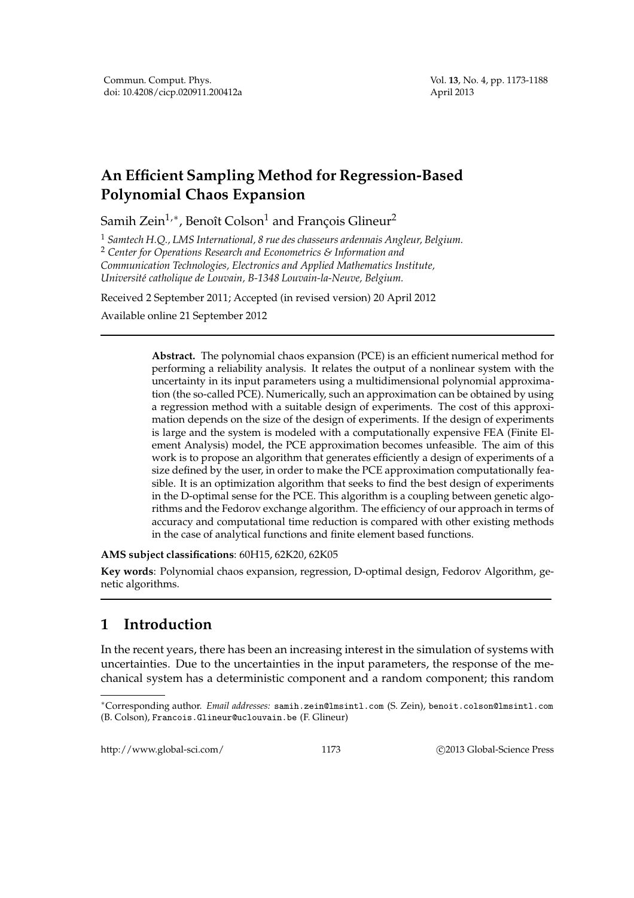# An Efficient Sampling Method for Regression-Based Polynomial Chaos Expansion

Samih Zein[1,*], Benoît Colson[1] and François Glineur[2]

[1] *Samtech H.Q., LMS International, 8 rue des chasseurs ardennais Angleur, Belgium.*
[2] *Center for Operations Research and Econometrics & Information and Communication Technologies, Electronics and Applied Mathematics Institute, Université catholique de Louvain, B-1348 Louvain-la-Neuve, Belgium.*

Received 2 September 2011; Accepted (in revised version) 20 April 2012

Available online 21 September 2012

---

**Abstract.** The polynomial chaos expansion (PCE) is an efficient numerical method for performing a reliability analysis. It relates the output of a nonlinear system with the uncertainty in its input parameters using a multidimensional polynomial approximation (the so-called PCE). Numerically, such an approximation can be obtained by using a regression method with a suitable design of experiments. The cost of this approximation depends on the size of the design of experiments. If the design of experiments is large and the system is modeled with a computationally expensive FEA (Finite Element Analysis) model, the PCE approximation becomes unfeasible. The aim of this work is to propose an algorithm that generates efficiently a design of experiments of a size defined by the user, in order to make the PCE approximation computationally feasible. It is an optimization algorithm that seeks to find the best design of experiments in the D-optimal sense for the PCE. This algorithm is a coupling between genetic algorithms and the Fedorov exchange algorithm. The efficiency of our approach in terms of accuracy and computational time reduction is compared with other existing methods in the case of analytical functions and finite element based functions.

**AMS subject classifications**: 60H15, 62K20, 62K05

**Key words**: Polynomial chaos expansion, regression, D-optimal design, Fedorov Algorithm, genetic algorithms.

---

## 1 Introduction

In the recent years, there has been an increasing interest in the simulation of systems with uncertainties. Due to the uncertainties in the input parameters, the response of the mechanical system has a deterministic component and a random component; this random

---

*Corresponding author. *Email addresses:* samih.zein@lmsintl.com (S. Zein), benoit.colson@lmsintl.com (B. Colson), Francois.Glineur@uclouvain.be (F. Glineur)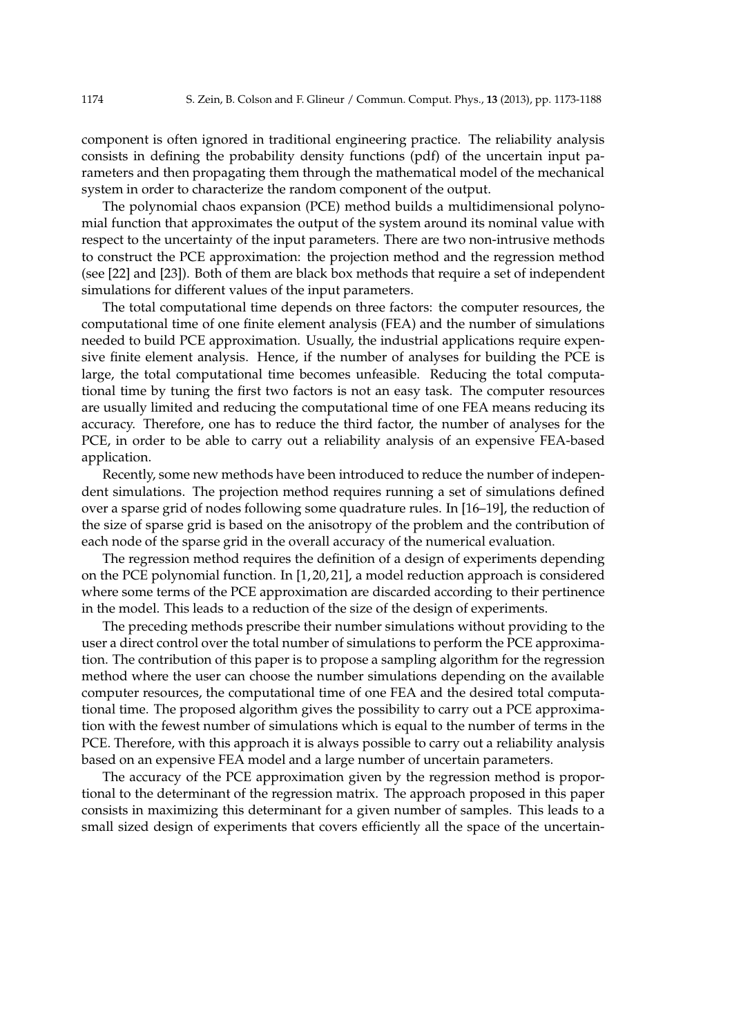component is often ignored in traditional engineering practice. The reliability analysis consists in defining the probability density functions (pdf) of the uncertain input parameters and then propagating them through the mathematical model of the mechanical system in order to characterize the random component of the output.

The polynomial chaos expansion (PCE) method builds a multidimensional polynomial function that approximates the output of the system around its nominal value with respect to the uncertainty of the input parameters. There are two non-intrusive methods to construct the PCE approximation: the projection method and the regression method (see [22] and [23]). Both of them are black box methods that require a set of independent simulations for different values of the input parameters.

The total computational time depends on three factors: the computer resources, the computational time of one finite element analysis (FEA) and the number of simulations needed to build PCE approximation. Usually, the industrial applications require expensive finite element analysis. Hence, if the number of analyses for building the PCE is large, the total computational time becomes unfeasible. Reducing the total computational time by tuning the first two factors is not an easy task. The computer resources are usually limited and reducing the computational time of one FEA means reducing its accuracy. Therefore, one has to reduce the third factor, the number of analyses for the PCE, in order to be able to carry out a reliability analysis of an expensive FEA-based application.

Recently, some new methods have been introduced to reduce the number of independent simulations. The projection method requires running a set of simulations defined over a sparse grid of nodes following some quadrature rules. In [16–19], the reduction of the size of sparse grid is based on the anisotropy of the problem and the contribution of each node of the sparse grid in the overall accuracy of the numerical evaluation.

The regression method requires the definition of a design of experiments depending on the PCE polynomial function. In [1, 20, 21], a model reduction approach is considered where some terms of the PCE approximation are discarded according to their pertinence in the model. This leads to a reduction of the size of the design of experiments.

The preceding methods prescribe their number simulations without providing to the user a direct control over the total number of simulations to perform the PCE approximation. The contribution of this paper is to propose a sampling algorithm for the regression method where the user can choose the number simulations depending on the available computer resources, the computational time of one FEA and the desired total computational time. The proposed algorithm gives the possibility to carry out a PCE approximation with the fewest number of simulations which is equal to the number of terms in the PCE. Therefore, with this approach it is always possible to carry out a reliability analysis based on an expensive FEA model and a large number of uncertain parameters.

The accuracy of the PCE approximation given by the regression method is proportional to the determinant of the regression matrix. The approach proposed in this paper consists in maximizing this determinant for a given number of samples. This leads to a small sized design of experiments that covers efficiently all the space of the uncertain-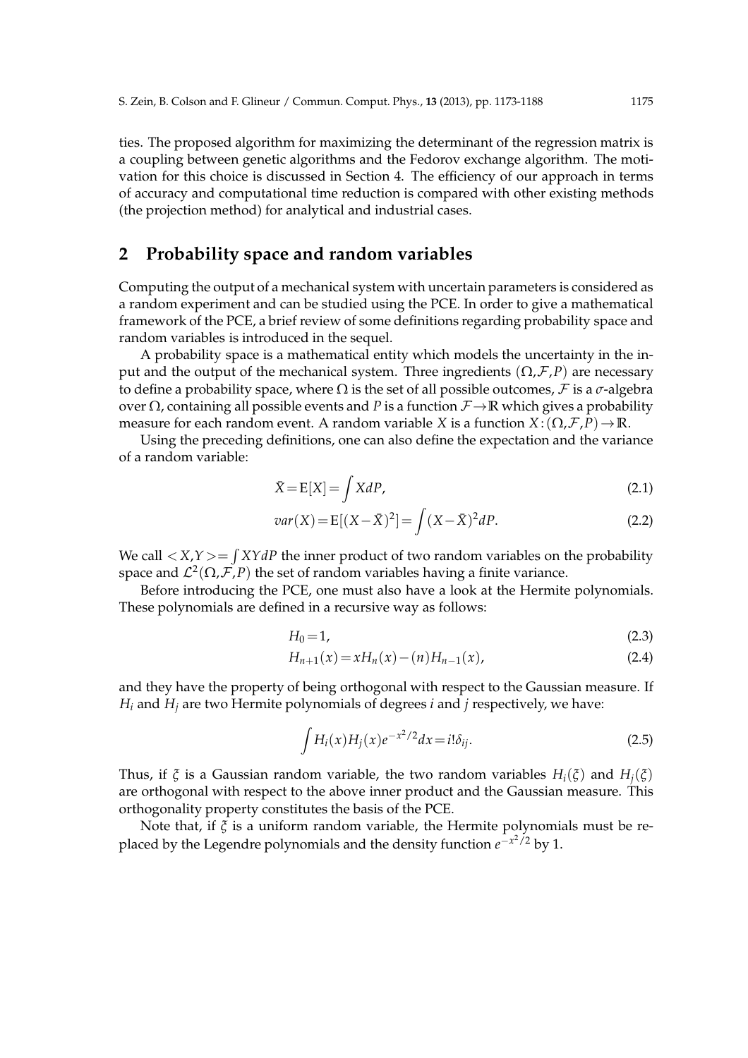ties. The proposed algorithm for maximizing the determinant of the regression matrix is a coupling between genetic algorithms and the Fedorov exchange algorithm. The motivation for this choice is discussed in Section 4. The efficiency of our approach in terms of accuracy and computational time reduction is compared with other existing methods (the projection method) for analytical and industrial cases.

## 2 Probability space and random variables

Computing the output of a mechanical system with uncertain parameters is considered as a random experiment and can be studied using the PCE. In order to give a mathematical framework of the PCE, a brief review of some definitions regarding probability space and random variables is introduced in the sequel.

A probability space is a mathematical entity which models the uncertainty in the input and the output of the mechanical system. Three ingredients $(\Omega, \mathcal{F}, P)$ are necessary to define a probability space, where $\Omega$ is the set of all possible outcomes, $\mathcal{F}$ is a $\sigma$-algebra over $\Omega$, containing all possible events and $P$ is a function $\mathcal{F} \rightarrow \mathbb{R}$ which gives a probability measure for each random event. A random variable $X$ is a function $X : (\Omega, \mathcal{F}, P) \rightarrow \mathbb{R}$.

Using the preceding definitions, one can also define the expectation and the variance of a random variable:

$$\bar{X} = \mathrm{E}[X] = \int X dP, \tag{2.1}$$

$$var(X) = \mathrm{E}[(X - \bar{X})^2] = \int (X - \bar{X})^2 dP. \tag{2.2}$$

We call $< X, Y > = \int XY dP$ the inner product of two random variables on the probability space and $\mathcal{L}^2(\Omega, \mathcal{F}, P)$ the set of random variables having a finite variance.

Before introducing the PCE, one must also have a look at the Hermite polynomials. These polynomials are defined in a recursive way as follows:

$$H_0 = 1, \tag{2.3}$$

$$H_{n+1}(x) = x H_n(x) - (n) H_{n-1}(x), \tag{2.4}$$

and they have the property of being orthogonal with respect to the Gaussian measure. If $H_i$ and $H_j$ are two Hermite polynomials of degrees $i$ and $j$ respectively, we have:

$$\int H_i(x) H_j(x) e^{-x^2/2} dx = i! \delta_{ij}. \tag{2.5}$$

Thus, if $\xi$ is a Gaussian random variable, the two random variables $H_i(\xi)$ and $H_j(\xi)$ are orthogonal with respect to the above inner product and the Gaussian measure. This orthogonality property constitutes the basis of the PCE.

Note that, if $\xi$ is a uniform random variable, the Hermite polynomials must be replaced by the Legendre polynomials and the density function $e^{-x^2/2}$ by 1.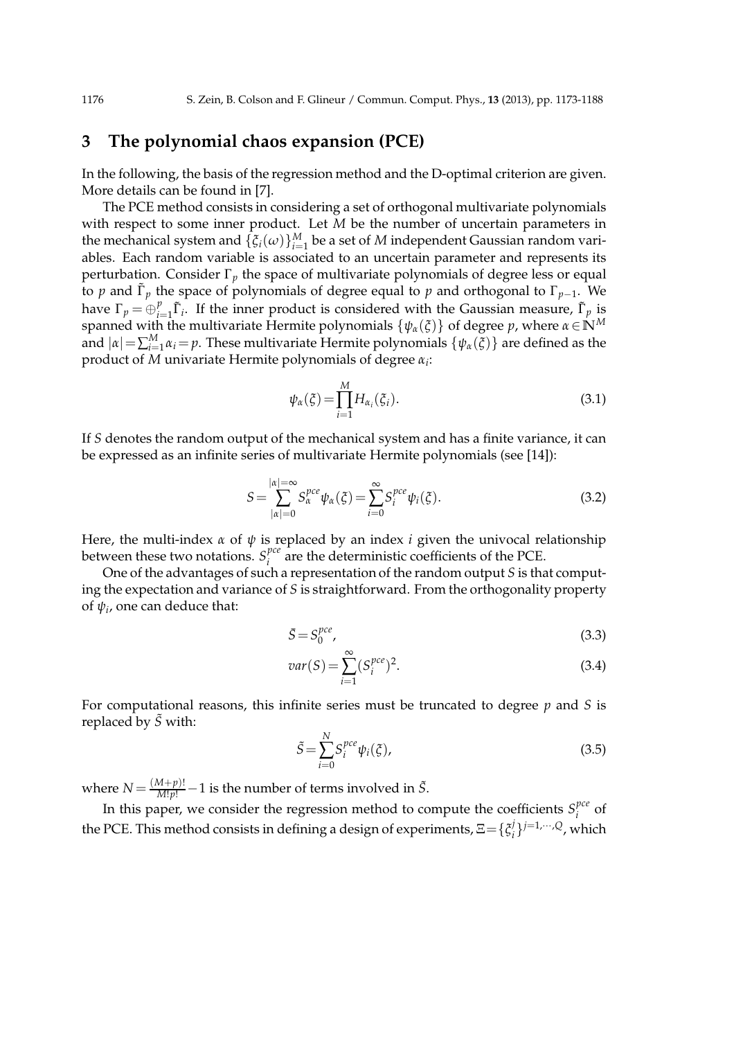## 3 The polynomial chaos expansion (PCE)

In the following, the basis of the regression method and the D-optimal criterion are given. More details can be found in [7].

The PCE method consists in considering a set of orthogonal multivariate polynomials with respect to some inner product. Let $M$ be the number of uncertain parameters in the mechanical system and $\{\xi_i(\omega)\}_{i=1}^M$ be a set of $M$ independent Gaussian random variables. Each random variable is associated to an uncertain parameter and represents its perturbation. Consider $\Gamma_p$ the space of multivariate polynomials of degree less or equal to $p$ and $\tilde{\Gamma}_p$ the space of polynomials of degree equal to $p$ and orthogonal to $\Gamma_{p-1}$. We have $\Gamma_p = \oplus_{i=1}^p \tilde{\Gamma}_i$. If the inner product is considered with the Gaussian measure, $\tilde{\Gamma}_p$ is spanned with the multivariate Hermite polynomials $\{\psi_\alpha(\xi)\}$ of degree $p$, where $\alpha \in \mathbb{N}^M$ and $|\alpha| = \sum_{i=1}^M \alpha_i = p$. These multivariate Hermite polynomials $\{\psi_\alpha(\xi)\}$ are defined as the product of $M$ univariate Hermite polynomials of degree $\alpha_i$:

$$\psi_\alpha(\xi) = \prod_{i=1}^M H_{\alpha_i}(\xi_i). \tag{3.1}$$

If $S$ denotes the random output of the mechanical system and has a finite variance, it can be expressed as an infinite series of multivariate Hermite polynomials (see [14]):

$$S = \sum_{|\alpha|=0}^{|\alpha|=\infty} S_\alpha^{pce} \psi_\alpha(\xi) = \sum_{i=0}^{\infty} S_i^{pce} \psi_i(\xi). \tag{3.2}$$

Here, the multi-index $\alpha$ of $\psi$ is replaced by an index $i$ given the univocal relationship between these two notations. $S_i^{pce}$ are the deterministic coefficients of the PCE.

One of the advantages of such a representation of the random output $S$ is that computing the expectation and variance of $S$ is straightforward. From the orthogonality property of $\psi_i$, one can deduce that:

$$\bar{S} = S_0^{pce}, \tag{3.3}$$

$$var(S) = \sum_{i=1}^{\infty} (S_i^{pce})^2. \tag{3.4}$$

For computational reasons, this infinite series must be truncated to degree $p$ and $S$ is replaced by $\tilde{S}$ with:

$$\tilde{S} = \sum_{i=0}^{N} S_i^{pce} \psi_i(\xi), \tag{3.5}$$

where $N = \frac{(M+p)!}{M!p!} - 1$ is the number of terms involved in $\tilde{S}$.

In this paper, we consider the regression method to compute the coefficients $S_i^{pce}$ of the PCE. This method consists in defining a design of experiments, $\Xi = \{\xi_i^j\}^{j=1,\cdots,Q}$, which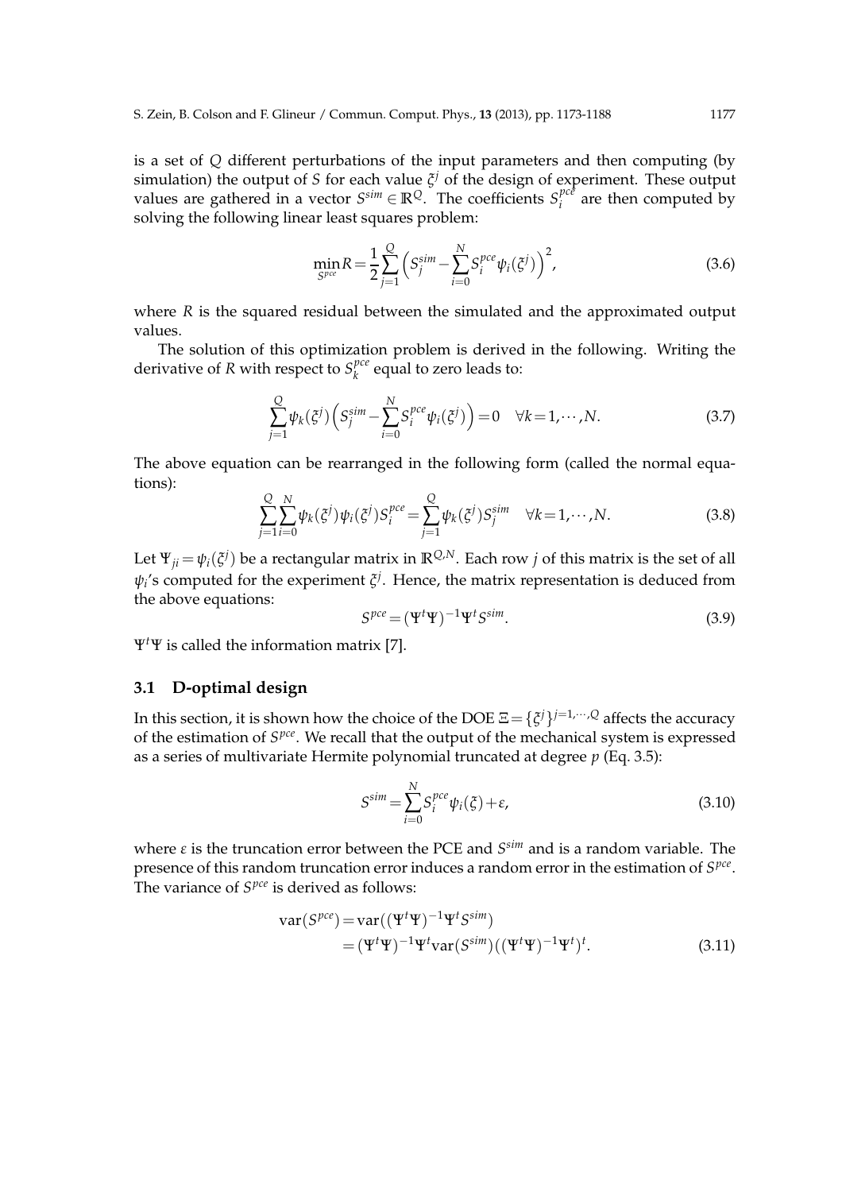is a set of $Q$ different perturbations of the input parameters and then computing (by simulation) the output of $S$ for each value $\xi^j$ of the design of experiment. These output values are gathered in a vector $S^{sim} \in \mathbb{R}^Q$. The coefficients $S_i^{pce}$ are then computed by solving the following linear least squares problem:

$$\min_{S^{pce}} R = \frac{1}{2} \sum_{j=1}^{Q} \Big( S_j^{sim} - \sum_{i=0}^{N} S_i^{pce} \psi_i(\xi^j) \Big)^2, \tag{3.6}$$

where $R$ is the squared residual between the simulated and the approximated output values.

The solution of this optimization problem is derived in the following. Writing the derivative of $R$ with respect to $S_k^{pce}$ equal to zero leads to:

$$\sum_{j=1}^{Q} \psi_k(\xi^j) \Big( S_j^{sim} - \sum_{i=0}^{N} S_i^{pce} \psi_i(\xi^j) \Big) = 0 \quad \forall k = 1, \cdots, N. \tag{3.7}$$

The above equation can be rearranged in the following form (called the normal equations):

$$\sum_{j=1}^{Q} \sum_{i=0}^{N} \psi_k(\xi^j) \psi_i(\xi^j) S_i^{pce} = \sum_{j=1}^{Q} \psi_k(\xi^j) S_j^{sim} \quad \forall k = 1, \cdots, N. \tag{3.8}$$

Let $\Psi_{ji} = \psi_i(\xi^j)$ be a rectangular matrix in $\mathbb{R}^{Q,N}$. Each row $j$ of this matrix is the set of all $\psi_i$'s computed for the experiment $\xi^j$. Hence, the matrix representation is deduced from the above equations:

$$S^{pce} = (\Psi^t \Psi)^{-1} \Psi^t S^{sim}. \tag{3.9}$$

$\Psi^t \Psi$ is called the information matrix [7].

## 3.1 D-optimal design

In this section, it is shown how the choice of the DOE $\Xi = \{\xi^j\}^{j=1,\cdots,Q}$ affects the accuracy of the estimation of $S^{pce}$. We recall that the output of the mechanical system is expressed as a series of multivariate Hermite polynomial truncated at degree $p$ (Eq. 3.5):

$$S^{sim} = \sum_{i=0}^{N} S_i^{pce} \psi_i(\xi) + \varepsilon, \tag{3.10}$$

where $\varepsilon$ is the truncation error between the PCE and $S^{sim}$ and is a random variable. The presence of this random truncation error induces a random error in the estimation of $S^{pce}$. The variance of $S^{pce}$ is derived as follows:

$$\begin{aligned} \text{var}(S^{pce}) &= \text{var}((\Psi^t \Psi)^{-1} \Psi^t S^{sim}) \\ &= (\Psi^t \Psi)^{-1} \Psi^t \text{var}(S^{sim}) ((\Psi^t \Psi)^{-1} \Psi^t)^t. \end{aligned} \tag{3.11}$$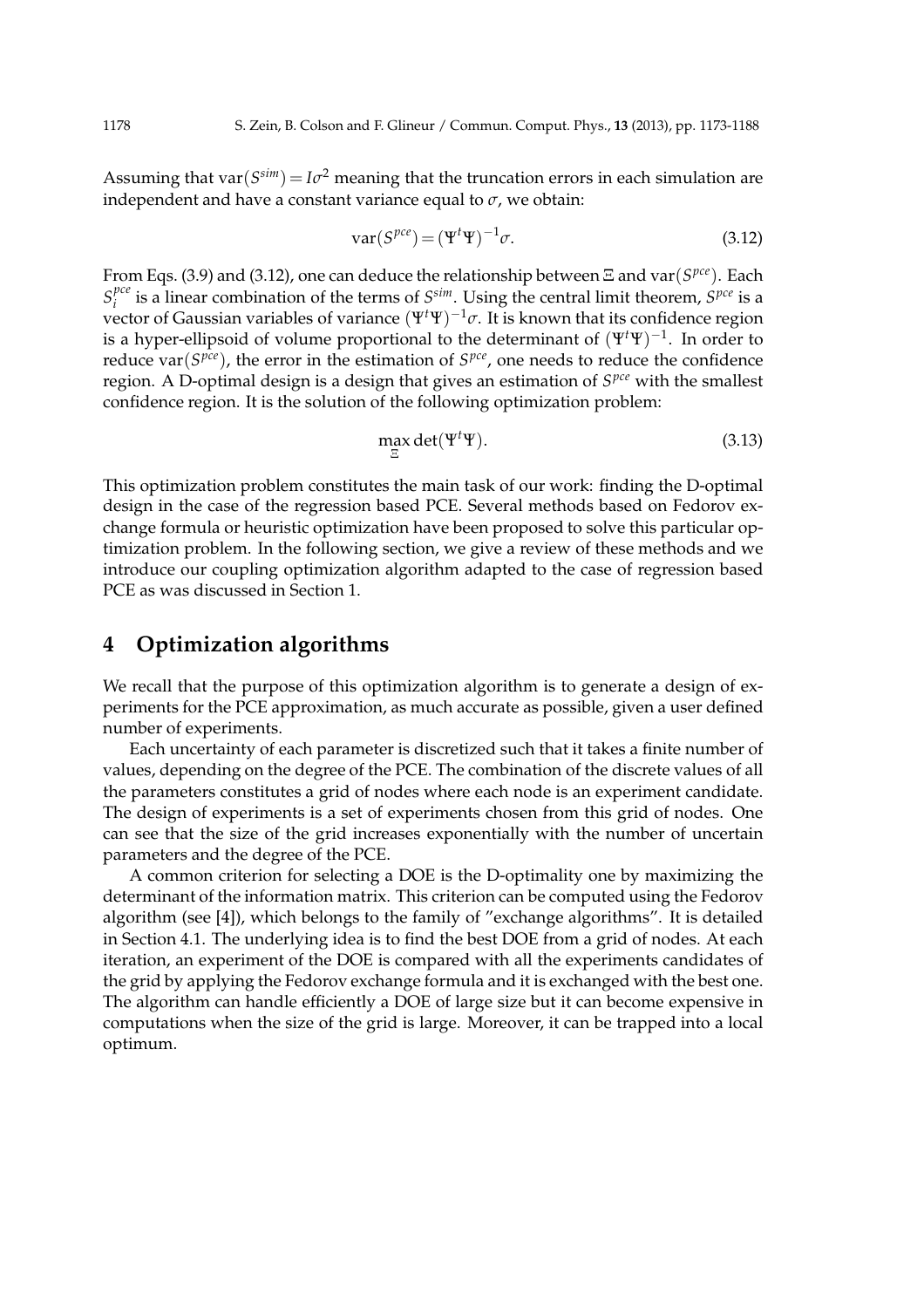Assuming that $\text{var}(S^{sim}) = I\sigma^2$ meaning that the truncation errors in each simulation are independent and have a constant variance equal to $\sigma$, we obtain:

$$\text{var}(S^{pce}) = (\Psi^t \Psi)^{-1} \sigma. \tag{3.12}$$

From Eqs. (3.9) and (3.12), one can deduce the relationship between $\Xi$ and $\text{var}(S^{pce})$. Each $S_i^{pce}$ is a linear combination of the terms of $S^{sim}$. Using the central limit theorem, $S^{pce}$ is a vector of Gaussian variables of variance $(\Psi^t\Psi)^{-1}\sigma$. It is known that its confidence region is a hyper-ellipsoid of volume proportional to the determinant of $(\Psi^t\Psi)^{-1}$. In order to reduce $\text{var}(S^{pce})$, the error in the estimation of $S^{pce}$, one needs to reduce the confidence region. A D-optimal design is a design that gives an estimation of $S^{pce}$ with the smallest confidence region. It is the solution of the following optimization problem:

$$\max_{\Xi} \det(\Psi^t \Psi). \tag{3.13}$$

This optimization problem constitutes the main task of our work: finding the D-optimal design in the case of the regression based PCE. Several methods based on Fedorov exchange formula or heuristic optimization have been proposed to solve this particular optimization problem. In the following section, we give a review of these methods and we introduce our coupling optimization algorithm adapted to the case of regression based PCE as was discussed in Section 1.

## 4 Optimization algorithms

We recall that the purpose of this optimization algorithm is to generate a design of experiments for the PCE approximation, as much accurate as possible, given a user defined number of experiments.

Each uncertainty of each parameter is discretized such that it takes a finite number of values, depending on the degree of the PCE. The combination of the discrete values of all the parameters constitutes a grid of nodes where each node is an experiment candidate. The design of experiments is a set of experiments chosen from this grid of nodes. One can see that the size of the grid increases exponentially with the number of uncertain parameters and the degree of the PCE.

A common criterion for selecting a DOE is the D-optimality one by maximizing the determinant of the information matrix. This criterion can be computed using the Fedorov algorithm (see [4]), which belongs to the family of "exchange algorithms". It is detailed in Section 4.1. The underlying idea is to find the best DOE from a grid of nodes. At each iteration, an experiment of the DOE is compared with all the experiments candidates of the grid by applying the Fedorov exchange formula and it is exchanged with the best one. The algorithm can handle efficiently a DOE of large size but it can become expensive in computations when the size of the grid is large. Moreover, it can be trapped into a local optimum.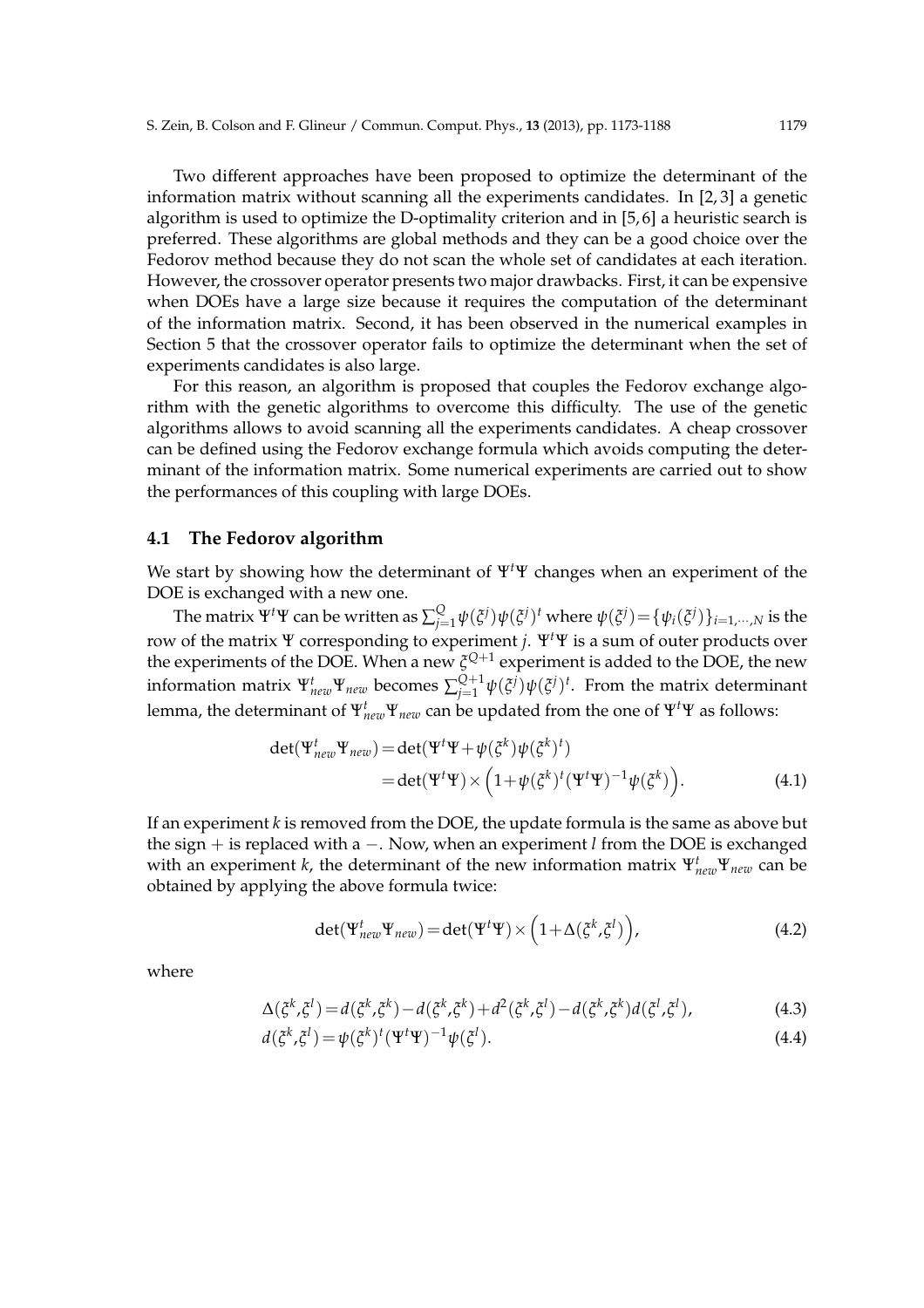Two different approaches have been proposed to optimize the determinant of the information matrix without scanning all the experiments candidates. In [2, 3] a genetic algorithm is used to optimize the D-optimality criterion and in [5, 6] a heuristic search is preferred. These algorithms are global methods and they can be a good choice over the Fedorov method because they do not scan the whole set of candidates at each iteration. However, the crossover operator presents two major drawbacks. First, it can be expensive when DOEs have a large size because it requires the computation of the determinant of the information matrix. Second, it has been observed in the numerical examples in Section 5 that the crossover operator fails to optimize the determinant when the set of experiments candidates is also large.

For this reason, an algorithm is proposed that couples the Fedorov exchange algorithm with the genetic algorithms to overcome this difficulty. The use of the genetic algorithms allows to avoid scanning all the experiments candidates. A cheap crossover can be defined using the Fedorov exchange formula which avoids computing the determinant of the information matrix. Some numerical experiments are carried out to show the performances of this coupling with large DOEs.

### 4.1 The Fedorov algorithm

We start by showing how the determinant of $\Psi^t\Psi$ changes when an experiment of the DOE is exchanged with a new one.

The matrix $\Psi^t\Psi$ can be written as $\sum_{j=1}^{Q}\psi(\xi^j)\psi(\xi^j)^t$ where $\psi(\xi^j)=\{\psi_i(\xi^j)\}_{i=1,\cdots,N}$ is the row of the matrix $\Psi$ corresponding to experiment $j$. $\Psi^t\Psi$ is a sum of outer products over the experiments of the DOE. When a new $\xi^{Q+1}$ experiment is added to the DOE, the new information matrix $\Psi^t_{new}\Psi_{new}$ becomes $\sum_{j=1}^{Q+1}\psi(\xi^j)\psi(\xi^j)^t$. From the matrix determinant lemma, the determinant of $\Psi^t_{new}\Psi_{new}$ can be updated from the one of $\Psi^t\Psi$ as follows:

$$
\begin{aligned}
\det(\Psi^t_{new}\Psi_{new}) &= \det(\Psi^t\Psi+\psi(\xi^k)\psi(\xi^k)^t) \\
&= \det(\Psi^t\Psi)\times\Big(1+\psi(\xi^k)^t(\Psi^t\Psi)^{-1}\psi(\xi^k)\Big).
\end{aligned} \tag{4.1}
$$

If an experiment $k$ is removed from the DOE, the update formula is the same as above but the sign $+$ is replaced with a $-$. Now, when an experiment $l$ from the DOE is exchanged with an experiment $k$, the determinant of the new information matrix $\Psi^t_{new}\Psi_{new}$ can be obtained by applying the above formula twice:

$$
\det(\Psi^t_{new}\Psi_{new}) = \det(\Psi^t\Psi)\times\Big(1+\Delta(\xi^k,\xi^l)\Big), \tag{4.2}
$$

where

$$
\Delta(\xi^k,\xi^l) = d(\xi^k,\xi^k) - d(\xi^k,\xi^k) + d^2(\xi^k,\xi^l) - d(\xi^k,\xi^k)d(\xi^l,\xi^l), \tag{4.3}
$$

$$
d(\xi^k,\xi^l) = \psi(\xi^k)^t(\Psi^t\Psi)^{-1}\psi(\xi^l). \tag{4.4}
$$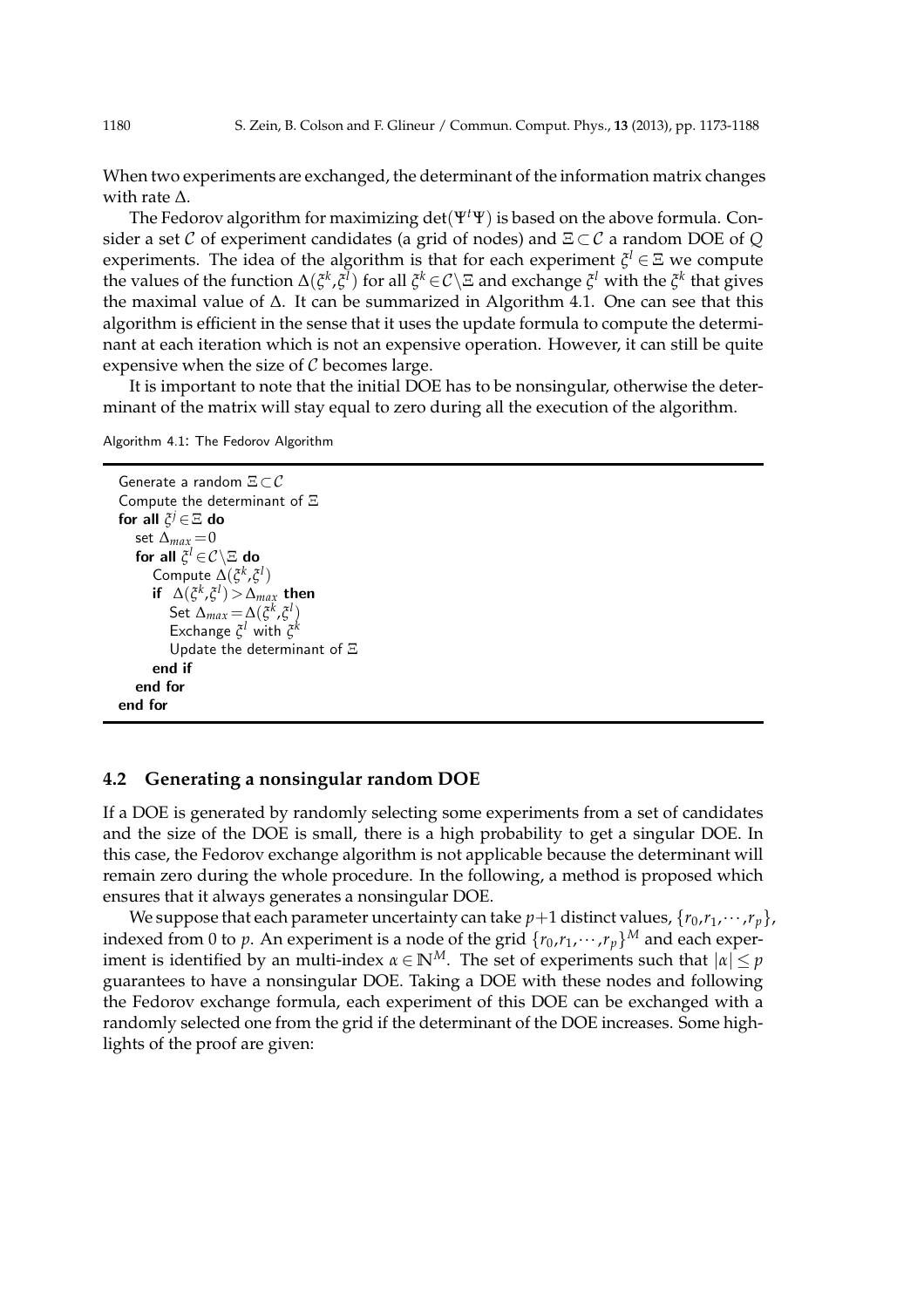When two experiments are exchanged, the determinant of the information matrix changes with rate $\Delta$.

The Fedorov algorithm for maximizing $\det(\Psi^t\Psi)$ is based on the above formula. Consider a set $\mathcal{C}$ of experiment candidates (a grid of nodes) and $\Xi \subset \mathcal{C}$ a random DOE of $Q$ experiments. The idea of the algorithm is that for each experiment $\xi^l \in \Xi$ we compute the values of the function $\Delta(\xi^k,\xi^l)$ for all $\xi^k \in \mathcal{C}\backslash\Xi$ and exchange $\xi^l$ with the $\xi^k$ that gives the maximal value of $\Delta$. It can be summarized in Algorithm 4.1. One can see that this algorithm is efficient in the sense that it uses the update formula to compute the determinant at each iteration which is not an expensive operation. However, it can still be quite expensive when the size of $\mathcal{C}$ becomes large.

It is important to note that the initial DOE has to be nonsingular, otherwise the determinant of the matrix will stay equal to zero during all the execution of the algorithm.

Algorithm 4.1: The Fedorov Algorithm

```
Generate a random Ξ ⊂ C
Compute the determinant of Ξ
for all ξ^j ∈ Ξ do
   set Δ_max = 0
   for all ξ^l ∈ C\Ξ do
      Compute Δ(ξ^k, ξ^l)
      if Δ(ξ^k, ξ^l) > Δ_max then
         Set Δ_max = Δ(ξ^k, ξ^l)
         Exchange ξ^l with ξ^k
         Update the determinant of Ξ
      end if
   end for
end for
```

### 4.2 Generating a nonsingular random DOE

If a DOE is generated by randomly selecting some experiments from a set of candidates and the size of the DOE is small, there is a high probability to get a singular DOE. In this case, the Fedorov exchange algorithm is not applicable because the determinant will remain zero during the whole procedure. In the following, a method is proposed which ensures that it always generates a nonsingular DOE.

We suppose that each parameter uncertainty can take $p+1$ distinct values, $\{r_0,r_1,\cdots,r_p\}$, indexed from 0 to $p$. An experiment is a node of the grid $\{r_0,r_1,\cdots,r_p\}^M$ and each experiment is identified by an multi-index $\alpha \in \mathbb{N}^M$. The set of experiments such that $|\alpha| \leq p$ guarantees to have a nonsingular DOE. Taking a DOE with these nodes and following the Fedorov exchange formula, each experiment of this DOE can be exchanged with a randomly selected one from the grid if the determinant of the DOE increases. Some highlights of the proof are given: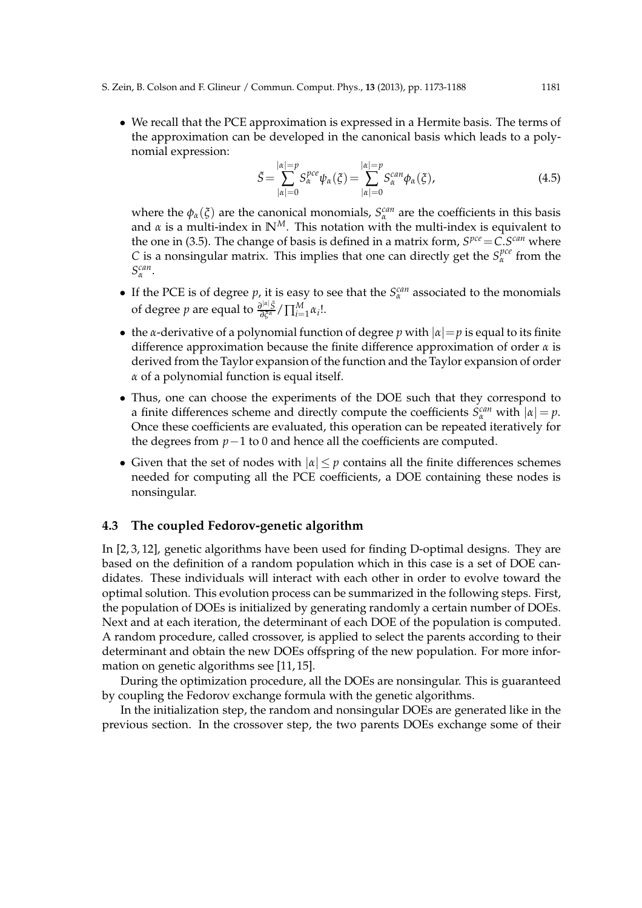- We recall that the PCE approximation is expressed in a Hermite basis. The terms of the approximation can be developed in the canonical basis which leads to a polynomial expression:

$$\tilde{S} = \sum_{|\alpha|=0}^{|\alpha|=p} S_\alpha^{pce} \psi_\alpha(\xi) = \sum_{|\alpha|=0}^{|\alpha|=p} S_\alpha^{can} \phi_\alpha(\xi), \tag{4.5}$$

  where the $\phi_\alpha(\xi)$ are the canonical monomials, $S_\alpha^{can}$ are the coefficients in this basis and $\alpha$ is a multi-index in $\mathbb{N}^M$. This notation with the multi-index is equivalent to the one in (3.5). The change of basis is defined in a matrix form, $S^{pce} = C.S^{can}$ where $C$ is a nonsingular matrix. This implies that one can directly get the $S_\alpha^{pce}$ from the $S_\alpha^{can}$.

- If the PCE is of degree $p$, it is easy to see that the $S_\alpha^{can}$ associated to the monomials of degree $p$ are equal to $\frac{\partial^{|\alpha|}\tilde{S}}{\partial \xi^\alpha} / \prod_{i=1}^{M} \alpha_i!$.

- the $\alpha$-derivative of a polynomial function of degree $p$ with $|\alpha| = p$ is equal to its finite difference approximation because the finite difference approximation of order $\alpha$ is derived from the Taylor expansion of the function and the Taylor expansion of order $\alpha$ of a polynomial function is equal itself.

- Thus, one can choose the experiments of the DOE such that they correspond to a finite differences scheme and directly compute the coefficients $S_\alpha^{can}$ with $|\alpha| = p$. Once these coefficients are evaluated, this operation can be repeated iteratively for the degrees from $p-1$ to 0 and hence all the coefficients are computed.

- Given that the set of nodes with $|\alpha| \leq p$ contains all the finite differences schemes needed for computing all the PCE coefficients, a DOE containing these nodes is nonsingular.

### 4.3 The coupled Fedorov-genetic algorithm

In [2, 3, 12], genetic algorithms have been used for finding D-optimal designs. They are based on the definition of a random population which in this case is a set of DOE candidates. These individuals will interact with each other in order to evolve toward the optimal solution. This evolution process can be summarized in the following steps. First, the population of DOEs is initialized by generating randomly a certain number of DOEs. Next and at each iteration, the determinant of each DOE of the population is computed. A random procedure, called crossover, is applied to select the parents according to their determinant and obtain the new DOEs offspring of the new population. For more information on genetic algorithms see [11, 15].

During the optimization procedure, all the DOEs are nonsingular. This is guaranteed by coupling the Fedorov exchange formula with the genetic algorithms.

In the initialization step, the random and nonsingular DOEs are generated like in the previous section. In the crossover step, the two parents DOEs exchange some of their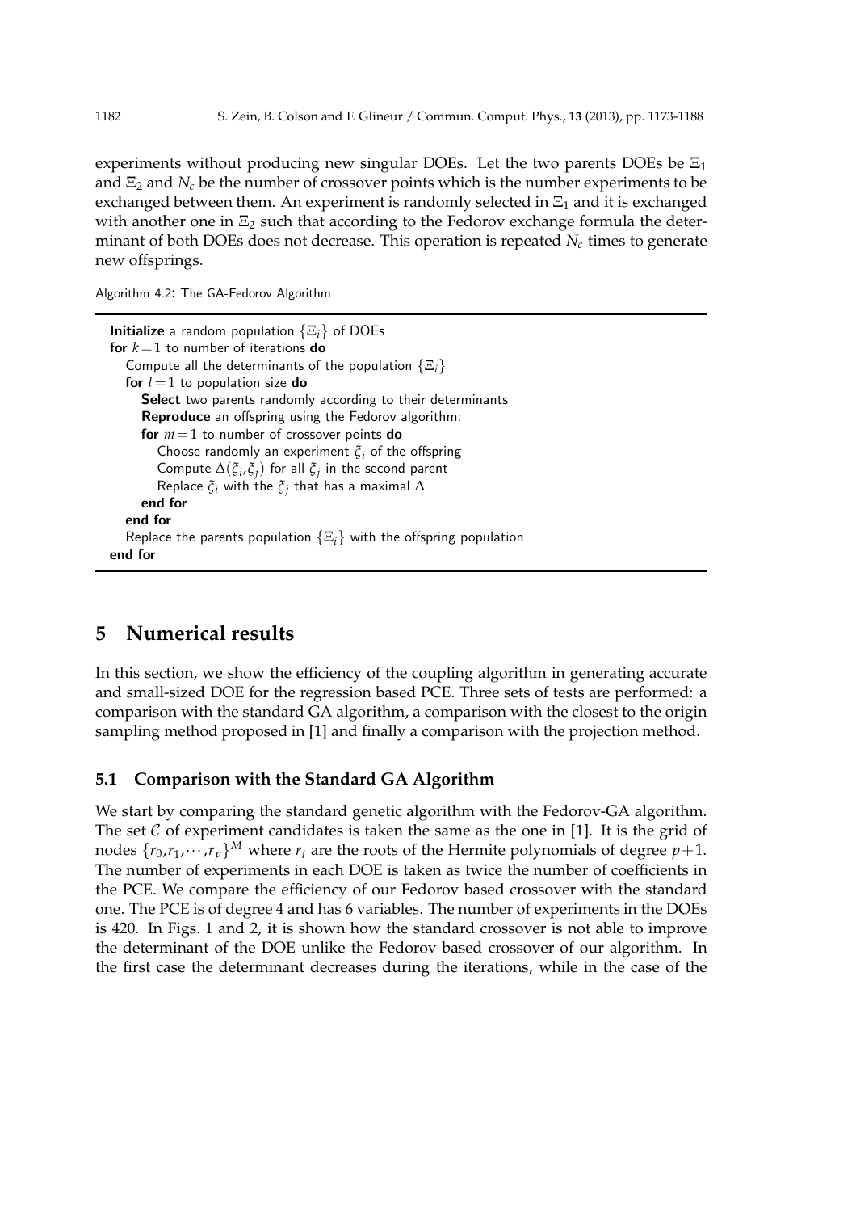experiments without producing new singular DOEs. Let the two parents DOEs be $\Xi_1$ and $\Xi_2$ and $N_c$ be the number of crossover points which is the number experiments to be exchanged between them. An experiment is randomly selected in $\Xi_1$ and it is exchanged with another one in $\Xi_2$ such that according to the Fedorov exchange formula the determinant of both DOEs does not decrease. This operation is repeated $N_c$ times to generate new offsprings.

Algorithm 4.2: The GA-Fedorov Algorithm

```
Initialize a random population {Ξ_i} of DOEs
for k = 1 to number of iterations do
   Compute all the determinants of the population {Ξ_i}
   for l = 1 to population size do
      Select two parents randomly according to their determinants
      Reproduce an offspring using the Fedorov algorithm:
      for m = 1 to number of crossover points do
         Choose randomly an experiment ξ_i of the offspring
         Compute Δ(ξ_i, ξ_j) for all ξ_j in the second parent
         Replace ξ_i with the ξ_j that has a maximal Δ
      end for
   end for
   Replace the parents population {Ξ_i} with the offspring population
end for
```

## 5 Numerical results

In this section, we show the efficiency of the coupling algorithm in generating accurate and small-sized DOE for the regression based PCE. Three sets of tests are performed: a comparison with the standard GA algorithm, a comparison with the closest to the origin sampling method proposed in [1] and finally a comparison with the projection method.

### 5.1 Comparison with the Standard GA Algorithm

We start by comparing the standard genetic algorithm with the Fedorov-GA algorithm. The set $\mathcal{C}$ of experiment candidates is taken the same as the one in [1]. It is the grid of nodes $\{r_0, r_1, \cdots, r_p\}^M$ where $r_i$ are the roots of the Hermite polynomials of degree $p+1$. The number of experiments in each DOE is taken as twice the number of coefficients in the PCE. We compare the efficiency of our Fedorov based crossover with the standard one. The PCE is of degree 4 and has 6 variables. The number of experiments in the DOEs is 420. In Figs. 1 and 2, it is shown how the standard crossover is not able to improve the determinant of the DOE unlike the Fedorov based crossover of our algorithm. In the first case the determinant decreases during the iterations, while in the case of the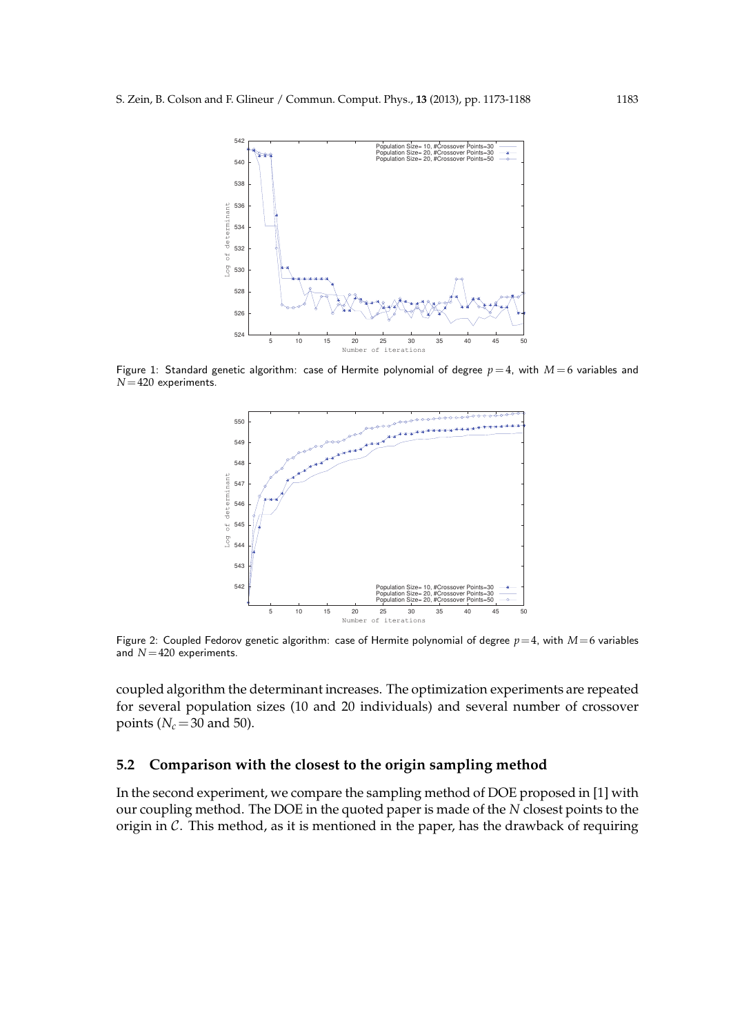542

540

538

536

534

532

530

528

526

524

Log of determinant

5 10 15 20 25 30 35 40 45 50

Number of iterations

Population Size= 10, #Crossover Points=30
Population Size= 20, #Crossover Points=30
Population Size= 20, #Crossover Points=50

Figure 1: Standard genetic algorithm: case of Hermite polynomial of degree $p=4$, with $M=6$ variables and $N=420$ experiments.

550

549

548

547

546

545

544

543

542

Log of determinant

5 10 15 20 25 30 35 40 45 50

Number of iterations

Population Size= 10, #Crossover Points=30
Population Size= 20, #Crossover Points=30
Population Size= 20, #Crossover Points=50

Figure 2: Coupled Fedorov genetic algorithm: case of Hermite polynomial of degree $p=4$, with $M=6$ variables and $N=420$ experiments.

coupled algorithm the determinant increases. The optimization experiments are repeated for several population sizes (10 and 20 individuals) and several number of crossover points ($N_c=30$ and 50).

### 5.2 Comparison with the closest to the origin sampling method

In the second experiment, we compare the sampling method of DOE proposed in [1] with our coupling method. The DOE in the quoted paper is made of the $N$ closest points to the origin in $\mathcal{C}$. This method, as it is mentioned in the paper, has the drawback of requiring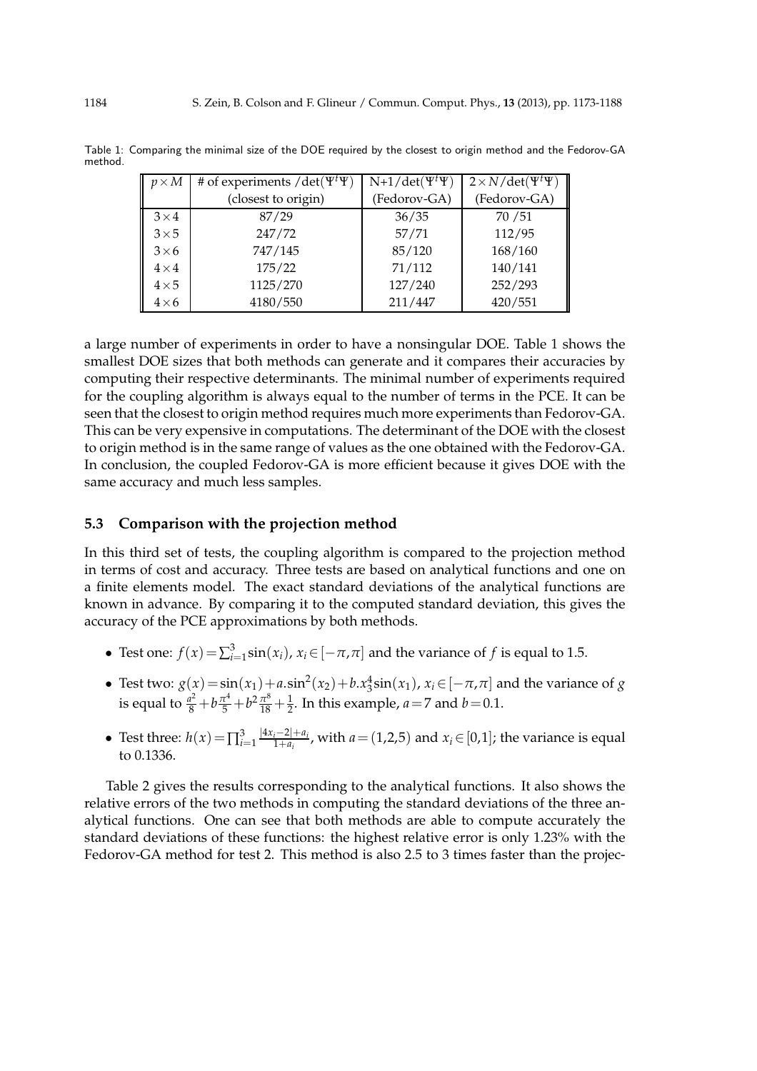Table 1: Comparing the minimal size of the DOE required by the closest to origin method and the Fedorov-GA method.

| $p\times M$ | # of experiments /det($\Psi^t\Psi$) (closest to origin) | N+1/det($\Psi^t\Psi$) (Fedorov-GA) | $2\times N$/det($\Psi^t\Psi$) (Fedorov-GA) |
|---|---|---|---|
| $3\times 4$ | 87/29 | 36/35 | 70 /51 |
| $3\times 5$ | 247/72 | 57/71 | 112/95 |
| $3\times 6$ | 747/145 | 85/120 | 168/160 |
| $4\times 4$ | 175/22 | 71/112 | 140/141 |
| $4\times 5$ | 1125/270 | 127/240 | 252/293 |
| $4\times 6$ | 4180/550 | 211/447 | 420/551 |

a large number of experiments in order to have a nonsingular DOE. Table 1 shows the smallest DOE sizes that both methods can generate and it compares their accuracies by computing their respective determinants. The minimal number of experiments required for the coupling algorithm is always equal to the number of terms in the PCE. It can be seen that the closest to origin method requires much more experiments than Fedorov-GA. This can be very expensive in computations. The determinant of the DOE with the closest to origin method is in the same range of values as the one obtained with the Fedorov-GA. In conclusion, the coupled Fedorov-GA is more efficient because it gives DOE with the same accuracy and much less samples.

### 5.3 Comparison with the projection method

In this third set of tests, the coupling algorithm is compared to the projection method in terms of cost and accuracy. Three tests are based on analytical functions and one on a finite elements model. The exact standard deviations of the analytical functions are known in advance. By comparing it to the computed standard deviation, this gives the accuracy of the PCE approximations by both methods.

- Test one: $f(x)=\sum_{i=1}^{3}\sin(x_i)$, $x_i\in[-\pi,\pi]$ and the variance of $f$ is equal to 1.5.
- Test two: $g(x)=\sin(x_1)+a.\sin^2(x_2)+b.x_3^4\sin(x_1)$, $x_i\in[-\pi,\pi]$ and the variance of $g$ is equal to $\frac{a^2}{8}+b\frac{\pi^4}{5}+b^2\frac{\pi^8}{18}+\frac{1}{2}$. In this example, $a=7$ and $b=0.1$.
- Test three: $h(x)=\prod_{i=1}^{3}\frac{|4x_i-2|+a_i}{1+a_i}$, with $a=(1,2,5)$ and $x_i\in[0,1]$; the variance is equal to 0.1336.

Table 2 gives the results corresponding to the analytical functions. It also shows the relative errors of the two methods in computing the standard deviations of the three analytical functions. One can see that both methods are able to compute accurately the standard deviations of these functions: the highest relative error is only 1.23% with the Fedorov-GA method for test 2. This method is also 2.5 to 3 times faster than the projec-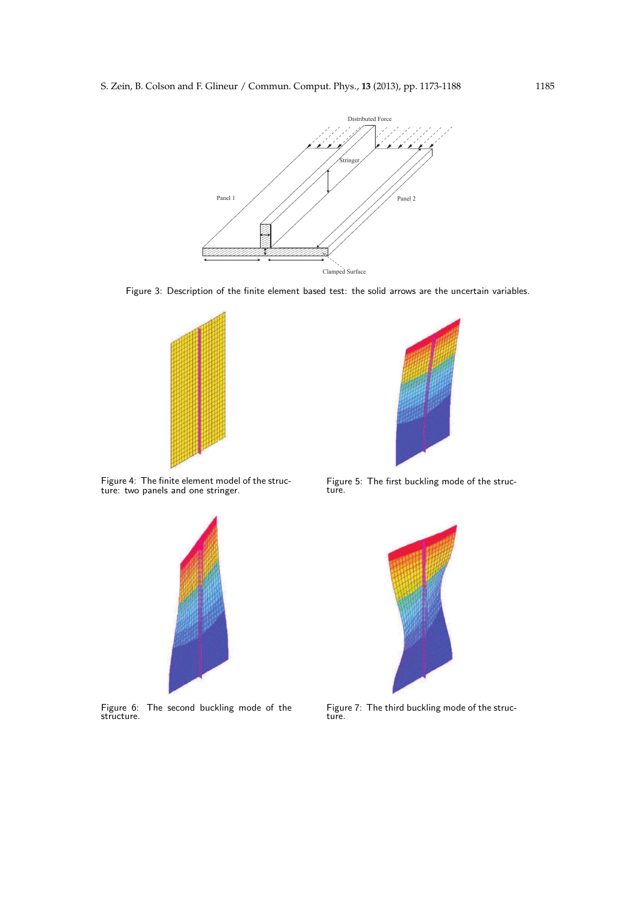Distributed Force

Stringer

Panel 1

Panel 2

Clamped Surface

Figure 3: Description of the finite element based test: the solid arrows are the uncertain variables.

Figure 4: The finite element model of the structure: two panels and one stringer.

Figure 5: The first buckling mode of the structure.

Figure 6: The second buckling mode of the structure.

Figure 7: The third buckling mode of the structure.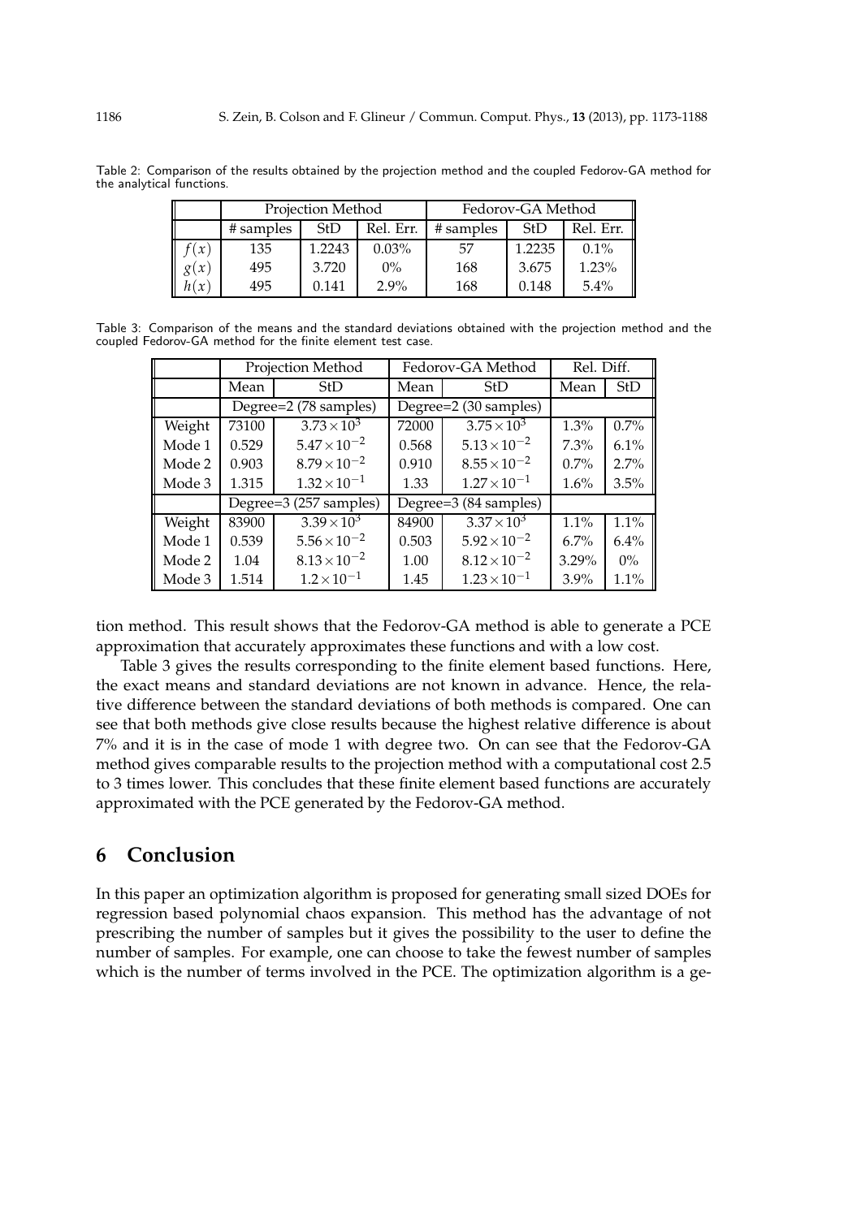Table 2: Comparison of the results obtained by the projection method and the coupled Fedorov-GA method for the analytical functions.

| | Projection Method | | | Fedorov-GA Method | | |
|---|---|---|---|---|---|---|
| | # samples | StD | Rel. Err. | # samples | StD | Rel. Err. |
| $f(x)$ | 135 | 1.2243 | 0.03% | 57 | 1.2235 | 0.1% |
| $g(x)$ | 495 | 3.720 | 0% | 168 | 3.675 | 1.23% |
| $h(x)$ | 495 | 0.141 | 2.9% | 168 | 0.148 | 5.4% |

Table 3: Comparison of the means and the standard deviations obtained with the projection method and the coupled Fedorov-GA method for the finite element test case.

| | Projection Method | | Fedorov-GA Method | | Rel. Diff. | |
|---|---|---|---|---|---|---|
| | Mean | StD | Mean | StD | Mean | StD |
| | Degree=2 (78 samples) | | Degree=2 (30 samples) | | | |
| Weight | 73100 | $3.73\times10^{3}$ | 72000 | $3.75\times10^{3}$ | 1.3% | 0.7% |
| Mode 1 | 0.529 | $5.47\times10^{-2}$ | 0.568 | $5.13\times10^{-2}$ | 7.3% | 6.1% |
| Mode 2 | 0.903 | $8.79\times10^{-2}$ | 0.910 | $8.55\times10^{-2}$ | 0.7% | 2.7% |
| Mode 3 | 1.315 | $1.32\times10^{-1}$ | 1.33 | $1.27\times10^{-1}$ | 1.6% | 3.5% |
| | Degree=3 (257 samples) | | Degree=3 (84 samples) | | | |
| Weight | 83900 | $3.39\times10^{3}$ | 84900 | $3.37\times10^{3}$ | 1.1% | 1.1% |
| Mode 1 | 0.539 | $5.56\times10^{-2}$ | 0.503 | $5.92\times10^{-2}$ | 6.7% | 6.4% |
| Mode 2 | 1.04 | $8.13\times10^{-2}$ | 1.00 | $8.12\times10^{-2}$ | 3.29% | 0% |
| Mode 3 | 1.514 | $1.2\times10^{-1}$ | 1.45 | $1.23\times10^{-1}$ | 3.9% | 1.1% |

tion method. This result shows that the Fedorov-GA method is able to generate a PCE approximation that accurately approximates these functions and with a low cost.

Table 3 gives the results corresponding to the finite element based functions. Here, the exact means and standard deviations are not known in advance. Hence, the relative difference between the standard deviations of both methods is compared. One can see that both methods give close results because the highest relative difference is about 7% and it is in the case of mode 1 with degree two. On can see that the Fedorov-GA method gives comparable results to the projection method with a computational cost 2.5 to 3 times lower. This concludes that these finite element based functions are accurately approximated with the PCE generated by the Fedorov-GA method.

## 6 Conclusion

In this paper an optimization algorithm is proposed for generating small sized DOEs for regression based polynomial chaos expansion. This method has the advantage of not prescribing the number of samples but it gives the possibility to the user to define the number of samples. For example, one can choose to take the fewest number of samples which is the number of terms involved in the PCE. The optimization algorithm is a ge-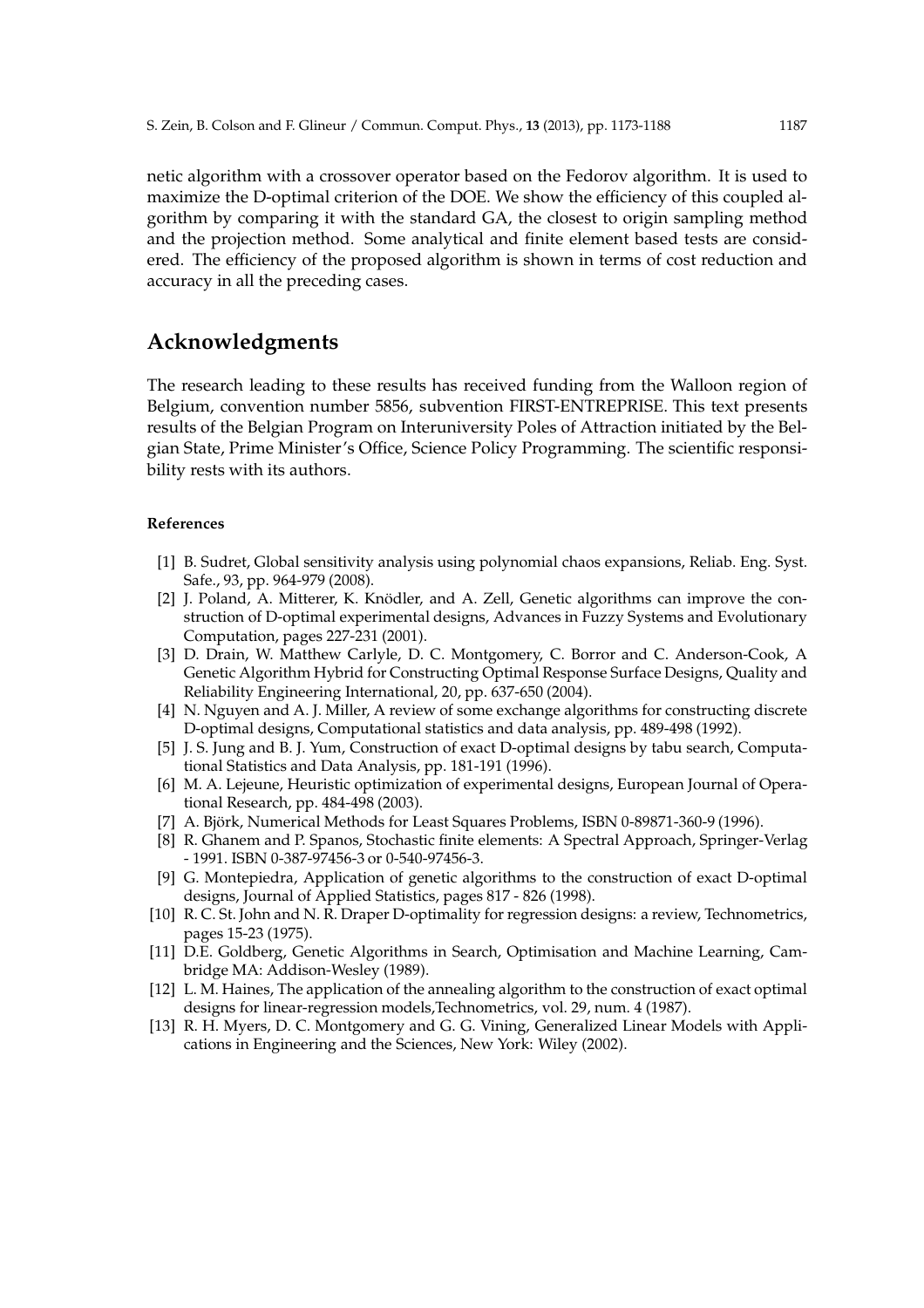netic algorithm with a crossover operator based on the Fedorov algorithm. It is used to maximize the D-optimal criterion of the DOE. We show the efficiency of this coupled algorithm by comparing it with the standard GA, the closest to origin sampling method and the projection method. Some analytical and finite element based tests are considered. The efficiency of the proposed algorithm is shown in terms of cost reduction and accuracy in all the preceding cases.

## Acknowledgments

The research leading to these results has received funding from the Walloon region of Belgium, convention number 5856, subvention FIRST-ENTREPRISE. This text presents results of the Belgian Program on Interuniversity Poles of Attraction initiated by the Belgian State, Prime Minister's Office, Science Policy Programming. The scientific responsibility rests with its authors.

#### References

[1] B. Sudret, Global sensitivity analysis using polynomial chaos expansions, Reliab. Eng. Syst. Safe., 93, pp. 964-979 (2008).

[2] J. Poland, A. Mitterer, K. Knödler, and A. Zell, Genetic algorithms can improve the construction of D-optimal experimental designs, Advances in Fuzzy Systems and Evolutionary Computation, pages 227-231 (2001).

[3] D. Drain, W. Matthew Carlyle, D. C. Montgomery, C. Borror and C. Anderson-Cook, A Genetic Algorithm Hybrid for Constructing Optimal Response Surface Designs, Quality and Reliability Engineering International, 20, pp. 637-650 (2004).

[4] N. Nguyen and A. J. Miller, A review of some exchange algorithms for constructing discrete D-optimal designs, Computational statistics and data analysis, pp. 489-498 (1992).

[5] J. S. Jung and B. J. Yum, Construction of exact D-optimal designs by tabu search, Computational Statistics and Data Analysis, pp. 181-191 (1996).

[6] M. A. Lejeune, Heuristic optimization of experimental designs, European Journal of Operational Research, pp. 484-498 (2003).

[7] A. Björk, Numerical Methods for Least Squares Problems, ISBN 0-89871-360-9 (1996).

[8] R. Ghanem and P. Spanos, Stochastic finite elements: A Spectral Approach, Springer-Verlag - 1991. ISBN 0-387-97456-3 or 0-540-97456-3.

[9] G. Montepiedra, Application of genetic algorithms to the construction of exact D-optimal designs, Journal of Applied Statistics, pages 817 - 826 (1998).

[10] R. C. St. John and N. R. Draper D-optimality for regression designs: a review, Technometrics, pages 15-23 (1975).

[11] D.E. Goldberg, Genetic Algorithms in Search, Optimisation and Machine Learning, Cambridge MA: Addison-Wesley (1989).

[12] L. M. Haines, The application of the annealing algorithm to the construction of exact optimal designs for linear-regression models,Technometrics, vol. 29, num. 4 (1987).

[13] R. H. Myers, D. C. Montgomery and G. G. Vining, Generalized Linear Models with Applications in Engineering and the Sciences, New York: Wiley (2002).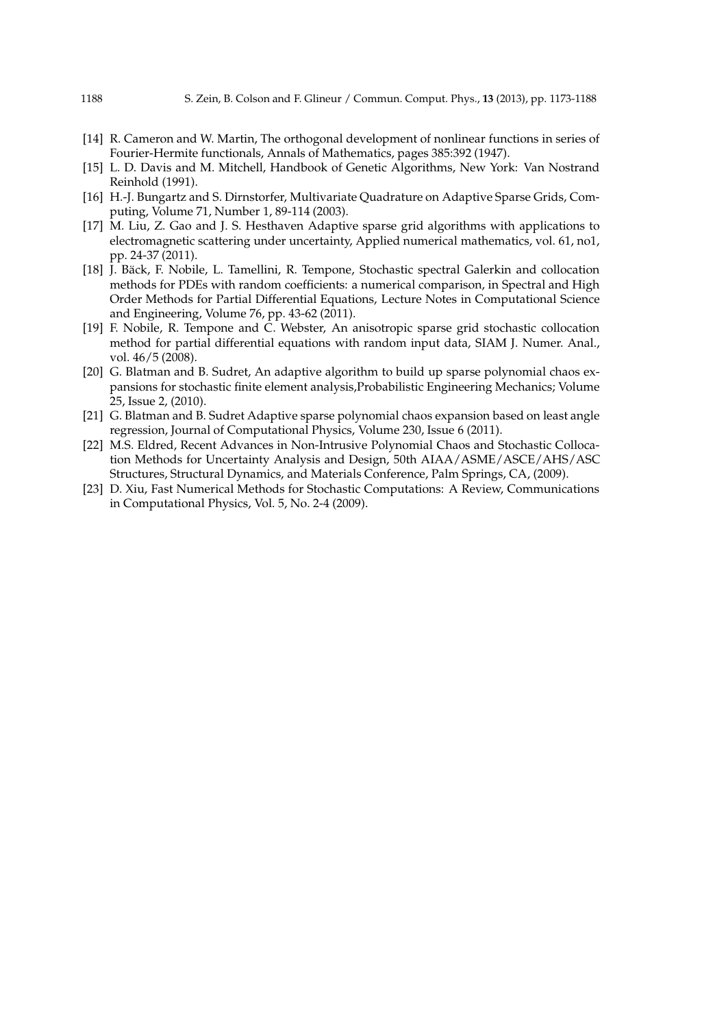[14] R. Cameron and W. Martin, The orthogonal development of nonlinear functions in series of Fourier-Hermite functionals, Annals of Mathematics, pages 385:392 (1947).

[15] L. D. Davis and M. Mitchell, Handbook of Genetic Algorithms, New York: Van Nostrand Reinhold (1991).

[16] H.-J. Bungartz and S. Dirnstorfer, Multivariate Quadrature on Adaptive Sparse Grids, Computing, Volume 71, Number 1, 89-114 (2003).

[17] M. Liu, Z. Gao and J. S. Hesthaven Adaptive sparse grid algorithms with applications to electromagnetic scattering under uncertainty, Applied numerical mathematics, vol. 61, no1, pp. 24-37 (2011).

[18] J. Bäck, F. Nobile, L. Tamellini, R. Tempone, Stochastic spectral Galerkin and collocation methods for PDEs with random coefficients: a numerical comparison, in Spectral and High Order Methods for Partial Differential Equations, Lecture Notes in Computational Science and Engineering, Volume 76, pp. 43-62 (2011).

[19] F. Nobile, R. Tempone and C. Webster, An anisotropic sparse grid stochastic collocation method for partial differential equations with random input data, SIAM J. Numer. Anal., vol. 46/5 (2008).

[20] G. Blatman and B. Sudret, An adaptive algorithm to build up sparse polynomial chaos expansions for stochastic finite element analysis,Probabilistic Engineering Mechanics; Volume 25, Issue 2, (2010).

[21] G. Blatman and B. Sudret Adaptive sparse polynomial chaos expansion based on least angle regression, Journal of Computational Physics, Volume 230, Issue 6 (2011).

[22] M.S. Eldred, Recent Advances in Non-Intrusive Polynomial Chaos and Stochastic Collocation Methods for Uncertainty Analysis and Design, 50th AIAA/ASME/ASCE/AHS/ASC Structures, Structural Dynamics, and Materials Conference, Palm Springs, CA, (2009).

[23] D. Xiu, Fast Numerical Methods for Stochastic Computations: A Review, Communications in Computational Physics, Vol. 5, No. 2-4 (2009).